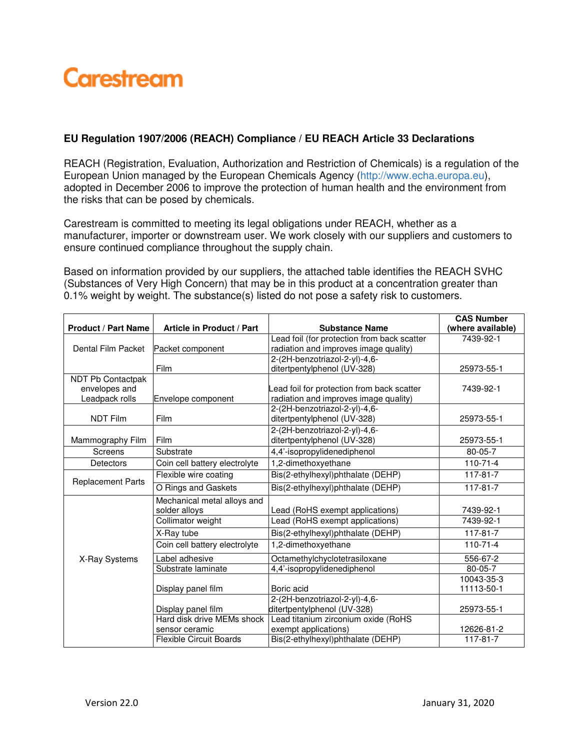Carestream

**EU Regulation 1907/2006 (REACH) Compliance / EU REACH Article 33 Declarations**

REACH (Registration, Evaluation, Authorization and Restriction of Chemicals) is a regulation of the European Union managed by the European Chemicals Agency (http://www.echa.europa.eu), adopted in December 2006 to improve the protection of human health and the environment from the risks that can be posed by chemicals.

Carestream is committed to meeting its legal obligations under REACH, whether as a manufacturer, importer or downstream user. We work closely with our suppliers and customers to ensure continued compliance throughout the supply chain.

Based on information provided by our suppliers, the attached table identifies the REACH SVHC (Substances of Very High Concern) that may be in this product at a concentration greater than 0.1% weight by weight. The substance(s) listed do not pose a safety risk to customers.

| Product / Part Name | Article in Product / Part | Substance Name | CAS Number (where available) |
|---|---|---|---|
| Dental Film Packet | Packet component | Lead foil (for protection from back scatter radiation and improves image quality) | 7439-92-1 |
| | Film | 2-(2H-benzotriazol-2-yl)-4,6-ditertpentylphenol (UV-328) | 25973-55-1 |
| NDT Pb Contactpak envelopes and Leadpack rolls | Envelope component | Lead foil for protection from back scatter radiation and improves image quality) | 7439-92-1 |
| NDT Film | Film | 2-(2H-benzotriazol-2-yl)-4,6-ditertpentylphenol (UV-328) | 25973-55-1 |
| Mammography Film | Film | 2-(2H-benzotriazol-2-yl)-4,6-ditertpentylphenol (UV-328) | 25973-55-1 |
| Screens | Substrate | 4,4'-isopropylidenediphenol | 80-05-7 |
| Detectors | Coin cell battery electrolyte | 1,2-dimethoxyethane | 110-71-4 |
| Replacement Parts | Flexible wire coating | Bis(2-ethylhexyl)phthalate (DEHP) | 117-81-7 |
| | O Rings and Gaskets | Bis(2-ethylhexyl)phthalate (DEHP) | 117-81-7 |
| X-Ray Systems | Mechanical metal alloys and solder alloys | Lead (RoHS exempt applications) | 7439-92-1 |
| | Collimator weight | Lead (RoHS exempt applications) | 7439-92-1 |
| | X-Ray tube | Bis(2-ethylhexyl)phthalate (DEHP) | 117-81-7 |
| | Coin cell battery electrolyte | 1,2-dimethoxyethane | 110-71-4 |
| | Label adhesive | Octamethylchyclotetrasiloxane | 556-67-2 |
| | Substrate laminate | 4,4'-isopropylidenediphenol | 80-05-7 |
| | Display panel film | Boric acid | 10043-35-3 11113-50-1 |
| | Display panel film | 2-(2H-benzotriazol-2-yl)-4,6-ditertpentylphenol (UV-328) | 25973-55-1 |
| | Hard disk drive MEMs shock sensor ceramic | Lead titanium zirconium oxide (RoHS exempt applications) | 12626-81-2 |
| | Flexible Circuit Boards | Bis(2-ethylhexyl)phthalate (DEHP) | 117-81-7 |

Version 22.0 January 31, 2020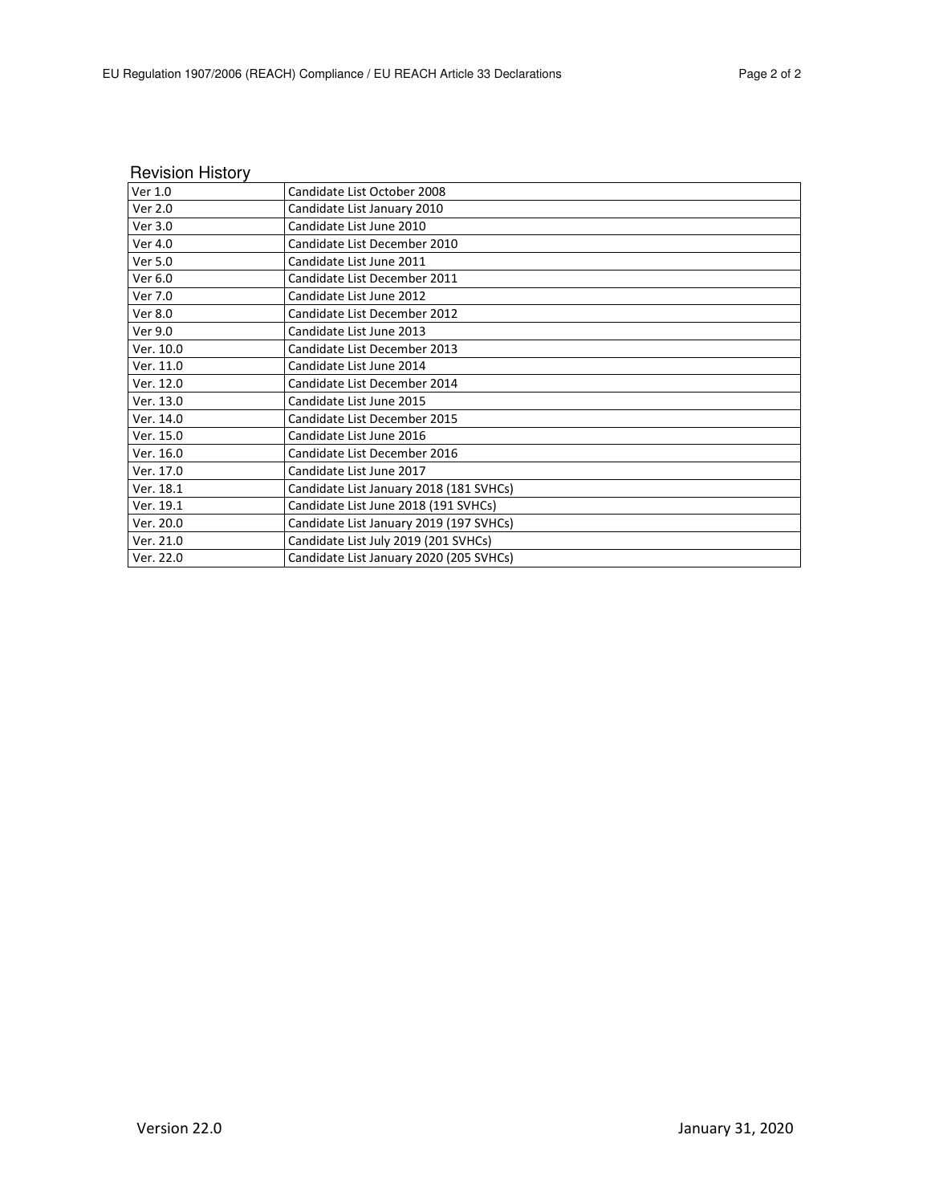Revision History

| | |
|---|---|
| Ver 1.0 | Candidate List October 2008 |
| Ver 2.0 | Candidate List January 2010 |
| Ver 3.0 | Candidate List June 2010 |
| Ver 4.0 | Candidate List December 2010 |
| Ver 5.0 | Candidate List June 2011 |
| Ver 6.0 | Candidate List December 2011 |
| Ver 7.0 | Candidate List June 2012 |
| Ver 8.0 | Candidate List December 2012 |
| Ver 9.0 | Candidate List June 2013 |
| Ver. 10.0 | Candidate List December 2013 |
| Ver. 11.0 | Candidate List June 2014 |
| Ver. 12.0 | Candidate List December 2014 |
| Ver. 13.0 | Candidate List June 2015 |
| Ver. 14.0 | Candidate List December 2015 |
| Ver. 15.0 | Candidate List June 2016 |
| Ver. 16.0 | Candidate List December 2016 |
| Ver. 17.0 | Candidate List June 2017 |
| Ver. 18.1 | Candidate List January 2018 (181 SVHCs) |
| Ver. 19.1 | Candidate List June 2018 (191 SVHCs) |
| Ver. 20.0 | Candidate List January 2019 (197 SVHCs) |
| Ver. 21.0 | Candidate List July 2019 (201 SVHCs) |
| Ver. 22.0 | Candidate List January 2020 (205 SVHCs) |